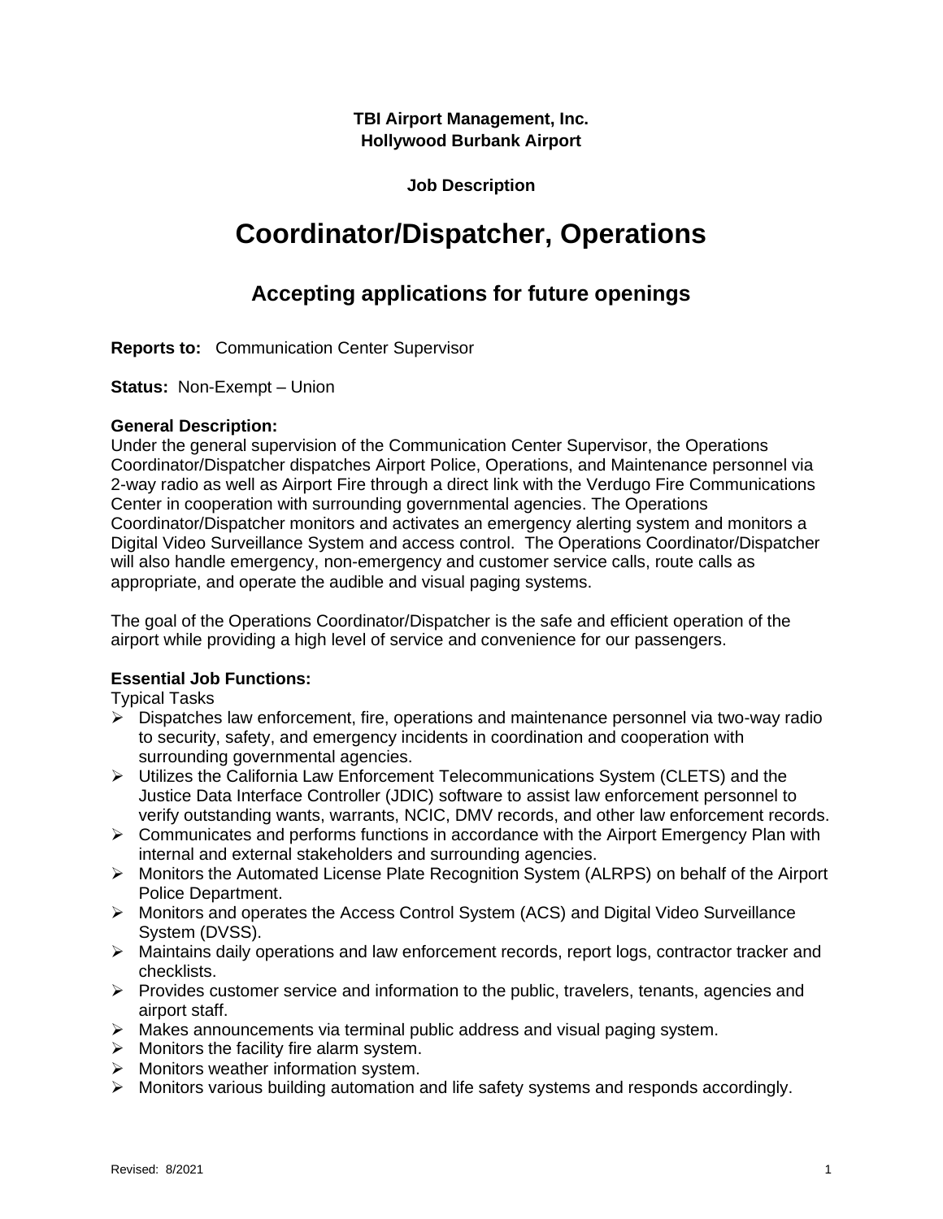**TBI Airport Management, Inc.**
**Hollywood Burbank Airport**

**Job Description**

# Coordinator/Dispatcher, Operations

## Accepting applications for future openings

**Reports to:** Communication Center Supervisor

**Status:** Non-Exempt – Union

**General Description:**
Under the general supervision of the Communication Center Supervisor, the Operations Coordinator/Dispatcher dispatches Airport Police, Operations, and Maintenance personnel via 2-way radio as well as Airport Fire through a direct link with the Verdugo Fire Communications Center in cooperation with surrounding governmental agencies. The Operations Coordinator/Dispatcher monitors and activates an emergency alerting system and monitors a Digital Video Surveillance System and access control. The Operations Coordinator/Dispatcher will also handle emergency, non-emergency and customer service calls, route calls as appropriate, and operate the audible and visual paging systems.

The goal of the Operations Coordinator/Dispatcher is the safe and efficient operation of the airport while providing a high level of service and convenience for our passengers.

**Essential Job Functions:**
Typical Tasks

- Dispatches law enforcement, fire, operations and maintenance personnel via two-way radio to security, safety, and emergency incidents in coordination and cooperation with surrounding governmental agencies.
- Utilizes the California Law Enforcement Telecommunications System (CLETS) and the Justice Data Interface Controller (JDIC) software to assist law enforcement personnel to verify outstanding wants, warrants, NCIC, DMV records, and other law enforcement records.
- Communicates and performs functions in accordance with the Airport Emergency Plan with internal and external stakeholders and surrounding agencies.
- Monitors the Automated License Plate Recognition System (ALRPS) on behalf of the Airport Police Department.
- Monitors and operates the Access Control System (ACS) and Digital Video Surveillance System (DVSS).
- Maintains daily operations and law enforcement records, report logs, contractor tracker and checklists.
- Provides customer service and information to the public, travelers, tenants, agencies and airport staff.
- Makes announcements via terminal public address and visual paging system.
- Monitors the facility fire alarm system.
- Monitors weather information system.
- Monitors various building automation and life safety systems and responds accordingly.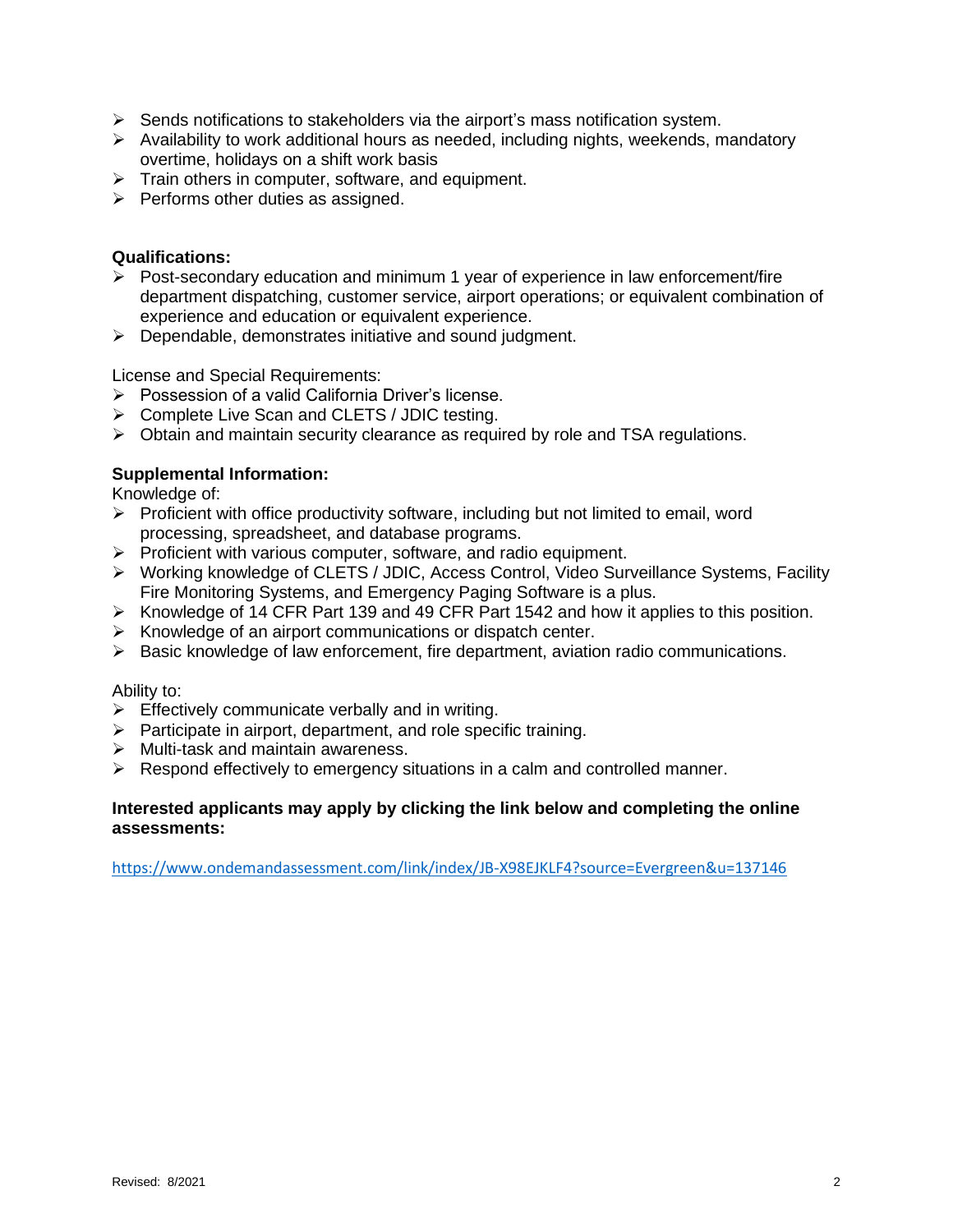- Sends notifications to stakeholders via the airport's mass notification system.
- Availability to work additional hours as needed, including nights, weekends, mandatory overtime, holidays on a shift work basis
- Train others in computer, software, and equipment.
- Performs other duties as assigned.

**Qualifications:**

- Post-secondary education and minimum 1 year of experience in law enforcement/fire department dispatching, customer service, airport operations; or equivalent combination of experience and education or equivalent experience.
- Dependable, demonstrates initiative and sound judgment.

License and Special Requirements:

- Possession of a valid California Driver's license.
- Complete Live Scan and CLETS / JDIC testing.
- Obtain and maintain security clearance as required by role and TSA regulations.

**Supplemental Information:**

Knowledge of:

- Proficient with office productivity software, including but not limited to email, word processing, spreadsheet, and database programs.
- Proficient with various computer, software, and radio equipment.
- Working knowledge of CLETS / JDIC, Access Control, Video Surveillance Systems, Facility Fire Monitoring Systems, and Emergency Paging Software is a plus.
- Knowledge of 14 CFR Part 139 and 49 CFR Part 1542 and how it applies to this position.
- Knowledge of an airport communications or dispatch center.
- Basic knowledge of law enforcement, fire department, aviation radio communications.

Ability to:

- Effectively communicate verbally and in writing.
- Participate in airport, department, and role specific training.
- Multi-task and maintain awareness.
- Respond effectively to emergency situations in a calm and controlled manner.

**Interested applicants may apply by clicking the link below and completing the online assessments:**

https://www.ondemandassessment.com/link/index/JB-X98EJKLF4?source=Evergreen&u=137146

Revised: 8/2021